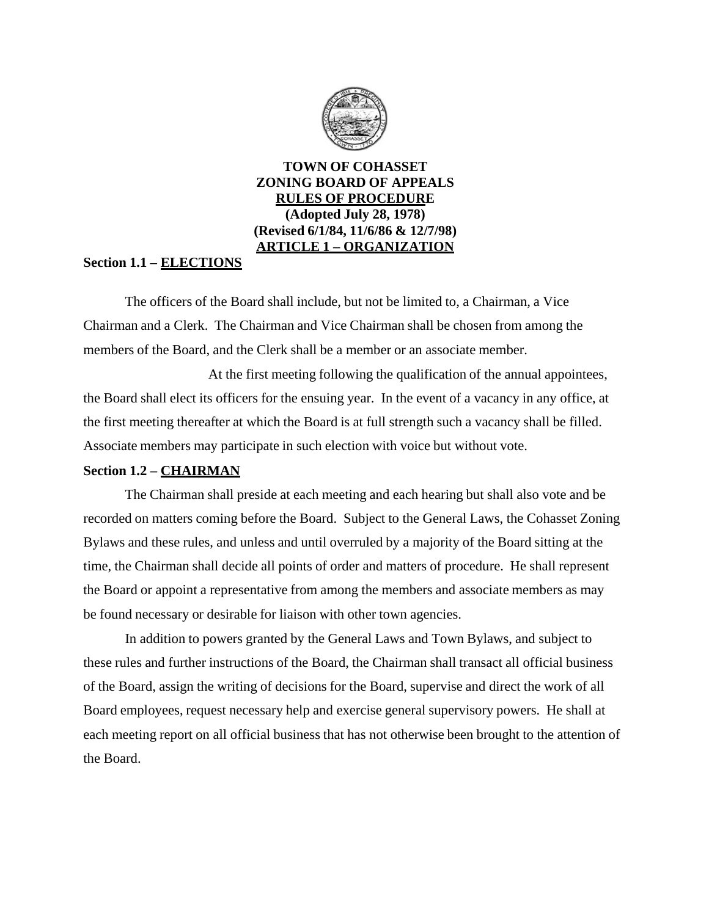# TOWN OF COHASSET
# ZONING BOARD OF APPEALS
# RULES OF PROCEDURE
**(Adopted July 28, 1978)**
**(Revised 6/1/84, 11/6/86 & 12/7/98)**

## ARTICLE 1 – ORGANIZATION

### Section 1.1 – ELECTIONS

The officers of the Board shall include, but not be limited to, a Chairman, a Vice Chairman and a Clerk. The Chairman and Vice Chairman shall be chosen from among the members of the Board, and the Clerk shall be a member or an associate member.

At the first meeting following the qualification of the annual appointees, the Board shall elect its officers for the ensuing year. In the event of a vacancy in any office, at the first meeting thereafter at which the Board is at full strength such a vacancy shall be filled. Associate members may participate in such election with voice but without vote.

### Section 1.2 – CHAIRMAN

The Chairman shall preside at each meeting and each hearing but shall also vote and be recorded on matters coming before the Board. Subject to the General Laws, the Cohasset Zoning Bylaws and these rules, and unless and until overruled by a majority of the Board sitting at the time, the Chairman shall decide all points of order and matters of procedure. He shall represent the Board or appoint a representative from among the members and associate members as may be found necessary or desirable for liaison with other town agencies.

In addition to powers granted by the General Laws and Town Bylaws, and subject to these rules and further instructions of the Board, the Chairman shall transact all official business of the Board, assign the writing of decisions for the Board, supervise and direct the work of all Board employees, request necessary help and exercise general supervisory powers. He shall at each meeting report on all official business that has not otherwise been brought to the attention of the Board.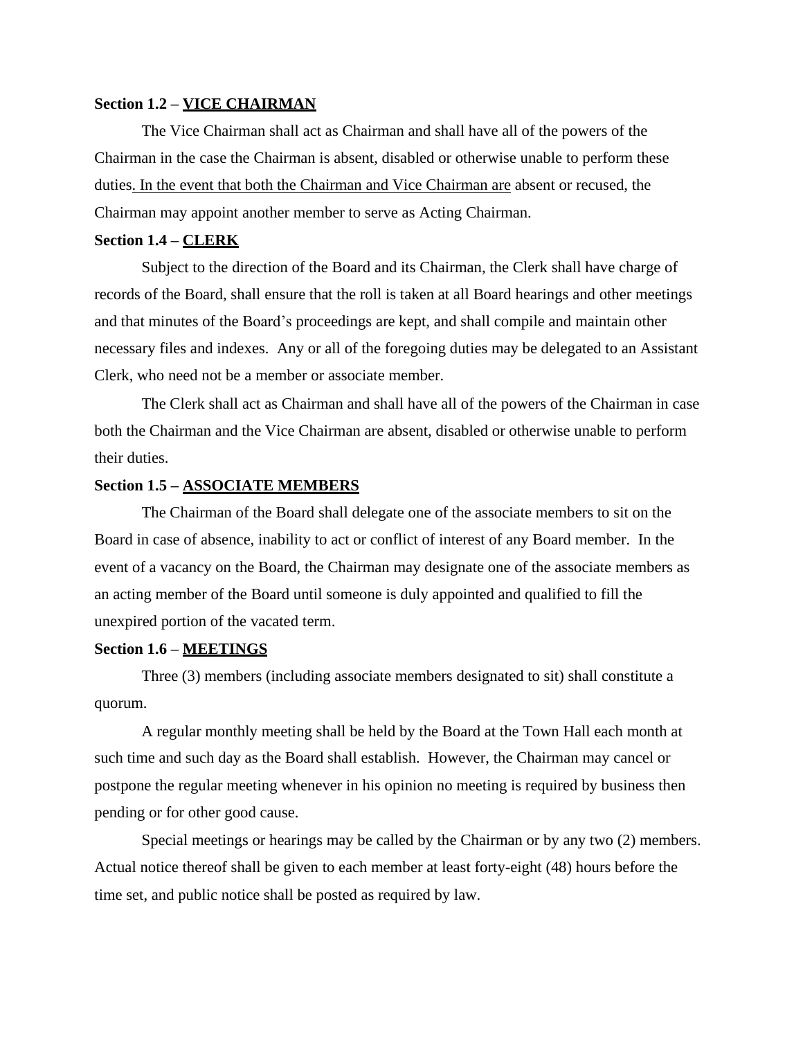**Section 1.2 – VICE CHAIRMAN**

The Vice Chairman shall act as Chairman and shall have all of the powers of the Chairman in the case the Chairman is absent, disabled or otherwise unable to perform these duties. In the event that both the Chairman and Vice Chairman are absent or recused, the Chairman may appoint another member to serve as Acting Chairman.

**Section 1.4 – CLERK**

Subject to the direction of the Board and its Chairman, the Clerk shall have charge of records of the Board, shall ensure that the roll is taken at all Board hearings and other meetings and that minutes of the Board's proceedings are kept, and shall compile and maintain other necessary files and indexes. Any or all of the foregoing duties may be delegated to an Assistant Clerk, who need not be a member or associate member.

The Clerk shall act as Chairman and shall have all of the powers of the Chairman in case both the Chairman and the Vice Chairman are absent, disabled or otherwise unable to perform their duties.

**Section 1.5 – ASSOCIATE MEMBERS**

The Chairman of the Board shall delegate one of the associate members to sit on the Board in case of absence, inability to act or conflict of interest of any Board member. In the event of a vacancy on the Board, the Chairman may designate one of the associate members as an acting member of the Board until someone is duly appointed and qualified to fill the unexpired portion of the vacated term.

**Section 1.6 – MEETINGS**

Three (3) members (including associate members designated to sit) shall constitute a quorum.

A regular monthly meeting shall be held by the Board at the Town Hall each month at such time and such day as the Board shall establish. However, the Chairman may cancel or postpone the regular meeting whenever in his opinion no meeting is required by business then pending or for other good cause.

Special meetings or hearings may be called by the Chairman or by any two (2) members. Actual notice thereof shall be given to each member at least forty-eight (48) hours before the time set, and public notice shall be posted as required by law.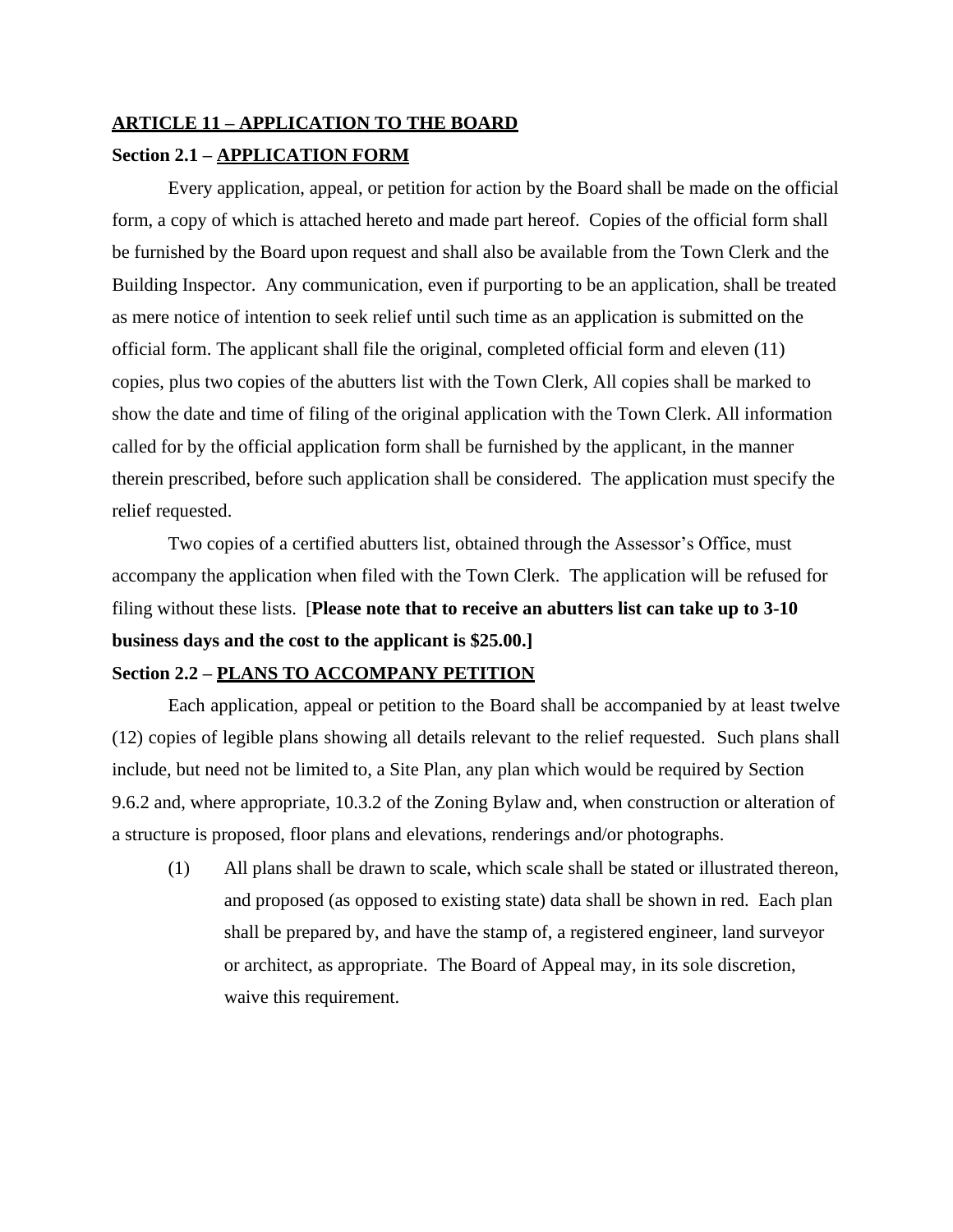## ARTICLE 11 – APPLICATION TO THE BOARD

### Section 2.1 – APPLICATION FORM

Every application, appeal, or petition for action by the Board shall be made on the official form, a copy of which is attached hereto and made part hereof. Copies of the official form shall be furnished by the Board upon request and shall also be available from the Town Clerk and the Building Inspector. Any communication, even if purporting to be an application, shall be treated as mere notice of intention to seek relief until such time as an application is submitted on the official form. The applicant shall file the original, completed official form and eleven (11) copies, plus two copies of the abutters list with the Town Clerk, All copies shall be marked to show the date and time of filing of the original application with the Town Clerk. All information called for by the official application form shall be furnished by the applicant, in the manner therein prescribed, before such application shall be considered. The application must specify the relief requested.

Two copies of a certified abutters list, obtained through the Assessor's Office, must accompany the application when filed with the Town Clerk. The application will be refused for filing without these lists. [**Please note that to receive an abutters list can take up to 3-10 business days and the cost to the applicant is $25.00.]**

### Section 2.2 – PLANS TO ACCOMPANY PETITION

Each application, appeal or petition to the Board shall be accompanied by at least twelve (12) copies of legible plans showing all details relevant to the relief requested. Such plans shall include, but need not be limited to, a Site Plan, any plan which would be required by Section 9.6.2 and, where appropriate, 10.3.2 of the Zoning Bylaw and, when construction or alteration of a structure is proposed, floor plans and elevations, renderings and/or photographs.

(1) All plans shall be drawn to scale, which scale shall be stated or illustrated thereon, and proposed (as opposed to existing state) data shall be shown in red. Each plan shall be prepared by, and have the stamp of, a registered engineer, land surveyor or architect, as appropriate. The Board of Appeal may, in its sole discretion, waive this requirement.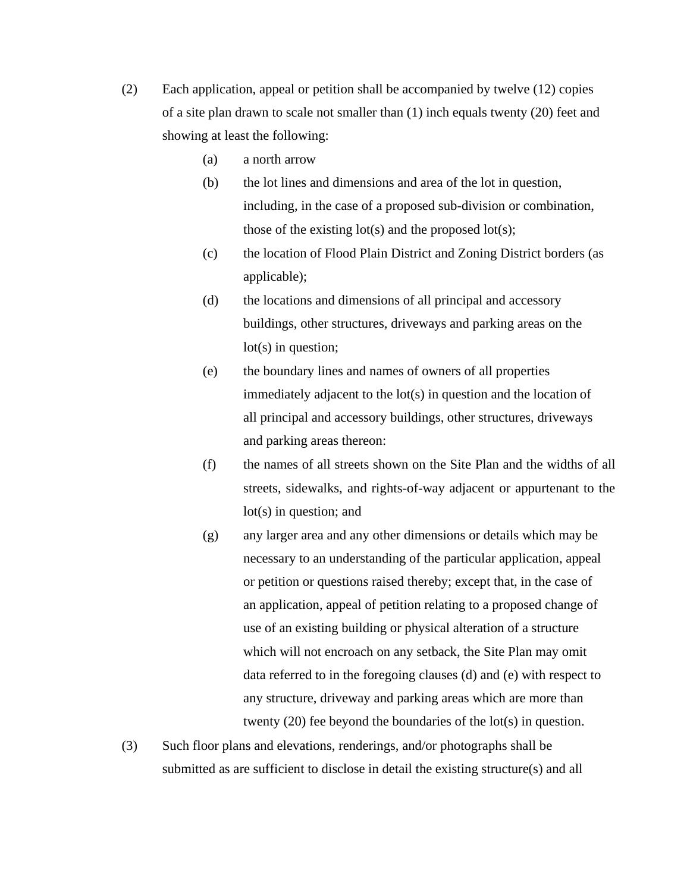(2) Each application, appeal or petition shall be accompanied by twelve (12) copies of a site plan drawn to scale not smaller than (1) inch equals twenty (20) feet and showing at least the following:

   (a) a north arrow

   (b) the lot lines and dimensions and area of the lot in question, including, in the case of a proposed sub-division or combination, those of the existing lot(s) and the proposed lot(s);

   (c) the location of Flood Plain District and Zoning District borders (as applicable);

   (d) the locations and dimensions of all principal and accessory buildings, other structures, driveways and parking areas on the lot(s) in question;

   (e) the boundary lines and names of owners of all properties immediately adjacent to the lot(s) in question and the location of all principal and accessory buildings, other structures, driveways and parking areas thereon:

   (f) the names of all streets shown on the Site Plan and the widths of all streets, sidewalks, and rights-of-way adjacent or appurtenant to the lot(s) in question; and

   (g) any larger area and any other dimensions or details which may be necessary to an understanding of the particular application, appeal or petition or questions raised thereby; except that, in the case of an application, appeal of petition relating to a proposed change of use of an existing building or physical alteration of a structure which will not encroach on any setback, the Site Plan may omit data referred to in the foregoing clauses (d) and (e) with respect to any structure, driveway and parking areas which are more than twenty (20) fee beyond the boundaries of the lot(s) in question.

(3) Such floor plans and elevations, renderings, and/or photographs shall be submitted as are sufficient to disclose in detail the existing structure(s) and all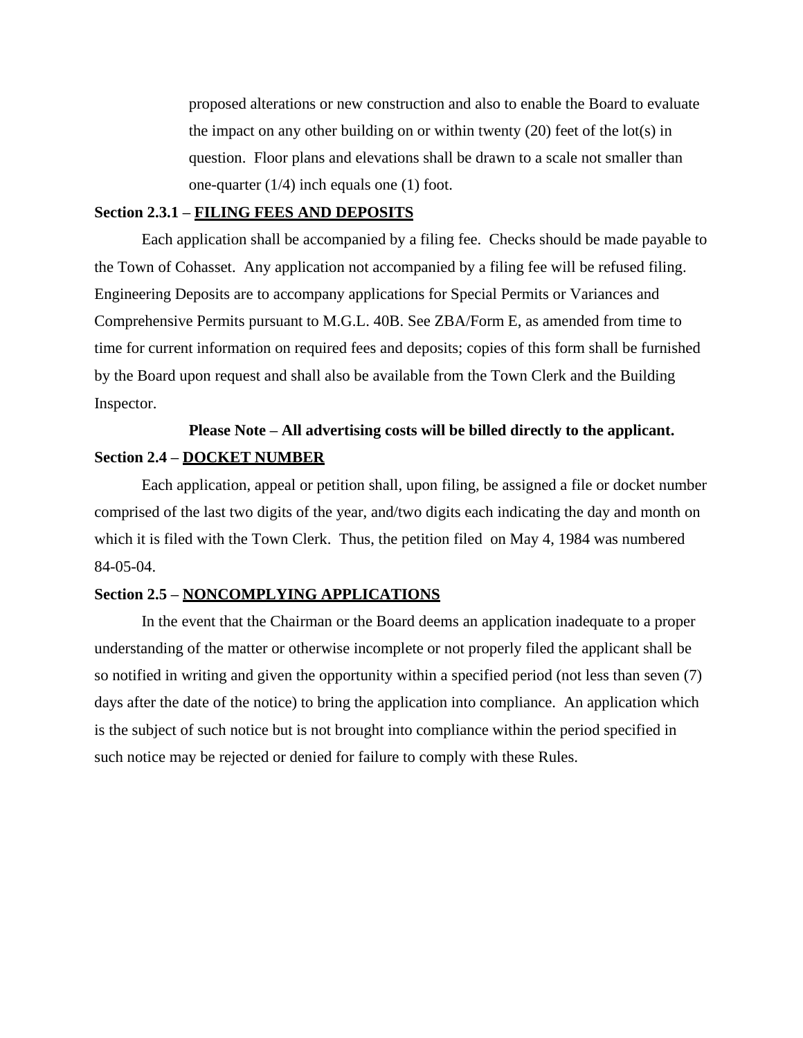proposed alterations or new construction and also to enable the Board to evaluate the impact on any other building on or within twenty (20) feet of the lot(s) in question. Floor plans and elevations shall be drawn to a scale not smaller than one-quarter (1/4) inch equals one (1) foot.

**Section 2.3.1 – FILING FEES AND DEPOSITS**

Each application shall be accompanied by a filing fee. Checks should be made payable to the Town of Cohasset. Any application not accompanied by a filing fee will be refused filing. Engineering Deposits are to accompany applications for Special Permits or Variances and Comprehensive Permits pursuant to M.G.L. 40B. See ZBA/Form E, as amended from time to time for current information on required fees and deposits; copies of this form shall be furnished by the Board upon request and shall also be available from the Town Clerk and the Building Inspector.

**Please Note – All advertising costs will be billed directly to the applicant.**

**Section 2.4 – DOCKET NUMBER**

Each application, appeal or petition shall, upon filing, be assigned a file or docket number comprised of the last two digits of the year, and/two digits each indicating the day and month on which it is filed with the Town Clerk. Thus, the petition filed on May 4, 1984 was numbered 84-05-04.

**Section 2.5 – NONCOMPLYING APPLICATIONS**

In the event that the Chairman or the Board deems an application inadequate to a proper understanding of the matter or otherwise incomplete or not properly filed the applicant shall be so notified in writing and given the opportunity within a specified period (not less than seven (7) days after the date of the notice) to bring the application into compliance. An application which is the subject of such notice but is not brought into compliance within the period specified in such notice may be rejected or denied for failure to comply with these Rules.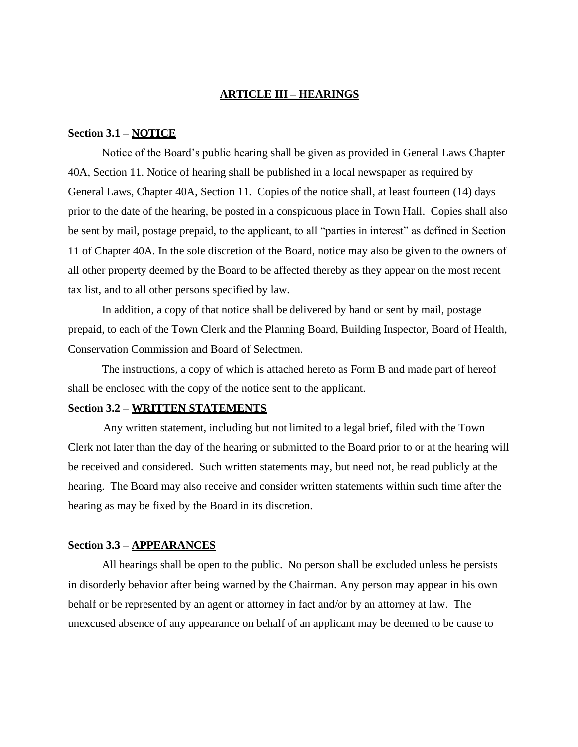# ARTICLE III – HEARINGS

**Section 3.1 – NOTICE**

Notice of the Board's public hearing shall be given as provided in General Laws Chapter 40A, Section 11. Notice of hearing shall be published in a local newspaper as required by General Laws, Chapter 40A, Section 11. Copies of the notice shall, at least fourteen (14) days prior to the date of the hearing, be posted in a conspicuous place in Town Hall. Copies shall also be sent by mail, postage prepaid, to the applicant, to all "parties in interest" as defined in Section 11 of Chapter 40A. In the sole discretion of the Board, notice may also be given to the owners of all other property deemed by the Board to be affected thereby as they appear on the most recent tax list, and to all other persons specified by law.

In addition, a copy of that notice shall be delivered by hand or sent by mail, postage prepaid, to each of the Town Clerk and the Planning Board, Building Inspector, Board of Health, Conservation Commission and Board of Selectmen.

The instructions, a copy of which is attached hereto as Form B and made part of hereof shall be enclosed with the copy of the notice sent to the applicant.

**Section 3.2 – WRITTEN STATEMENTS**

Any written statement, including but not limited to a legal brief, filed with the Town Clerk not later than the day of the hearing or submitted to the Board prior to or at the hearing will be received and considered. Such written statements may, but need not, be read publicly at the hearing. The Board may also receive and consider written statements within such time after the hearing as may be fixed by the Board in its discretion.

**Section 3.3 – APPEARANCES**

All hearings shall be open to the public. No person shall be excluded unless he persists in disorderly behavior after being warned by the Chairman. Any person may appear in his own behalf or be represented by an agent or attorney in fact and/or by an attorney at law. The unexcused absence of any appearance on behalf of an applicant may be deemed to be cause to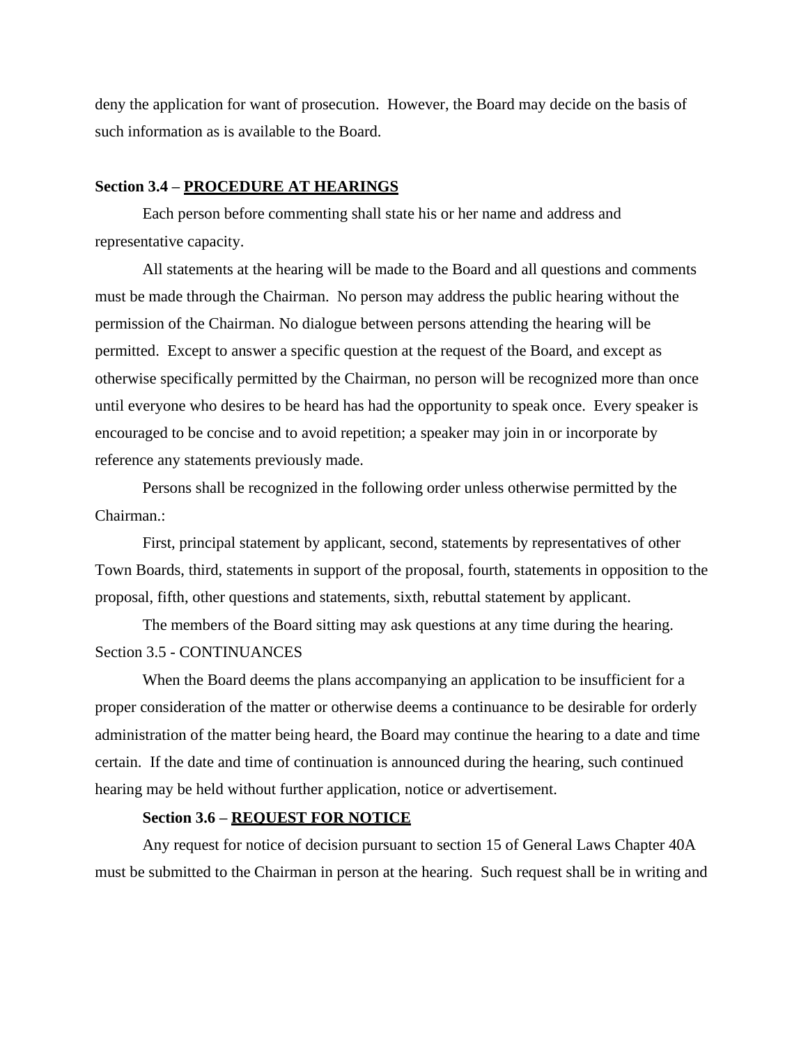deny the application for want of prosecution. However, the Board may decide on the basis of such information as is available to the Board.

**Section 3.4 – PROCEDURE AT HEARINGS**

Each person before commenting shall state his or her name and address and representative capacity.

All statements at the hearing will be made to the Board and all questions and comments must be made through the Chairman. No person may address the public hearing without the permission of the Chairman. No dialogue between persons attending the hearing will be permitted. Except to answer a specific question at the request of the Board, and except as otherwise specifically permitted by the Chairman, no person will be recognized more than once until everyone who desires to be heard has had the opportunity to speak once. Every speaker is encouraged to be concise and to avoid repetition; a speaker may join in or incorporate by reference any statements previously made.

Persons shall be recognized in the following order unless otherwise permitted by the Chairman.:

First, principal statement by applicant, second, statements by representatives of other Town Boards, third, statements in support of the proposal, fourth, statements in opposition to the proposal, fifth, other questions and statements, sixth, rebuttal statement by applicant.

The members of the Board sitting may ask questions at any time during the hearing.

Section 3.5 - CONTINUANCES

When the Board deems the plans accompanying an application to be insufficient for a proper consideration of the matter or otherwise deems a continuance to be desirable for orderly administration of the matter being heard, the Board may continue the hearing to a date and time certain. If the date and time of continuation is announced during the hearing, such continued hearing may be held without further application, notice or advertisement.

**Section 3.6 – REQUEST FOR NOTICE**

Any request for notice of decision pursuant to section 15 of General Laws Chapter 40A must be submitted to the Chairman in person at the hearing. Such request shall be in writing and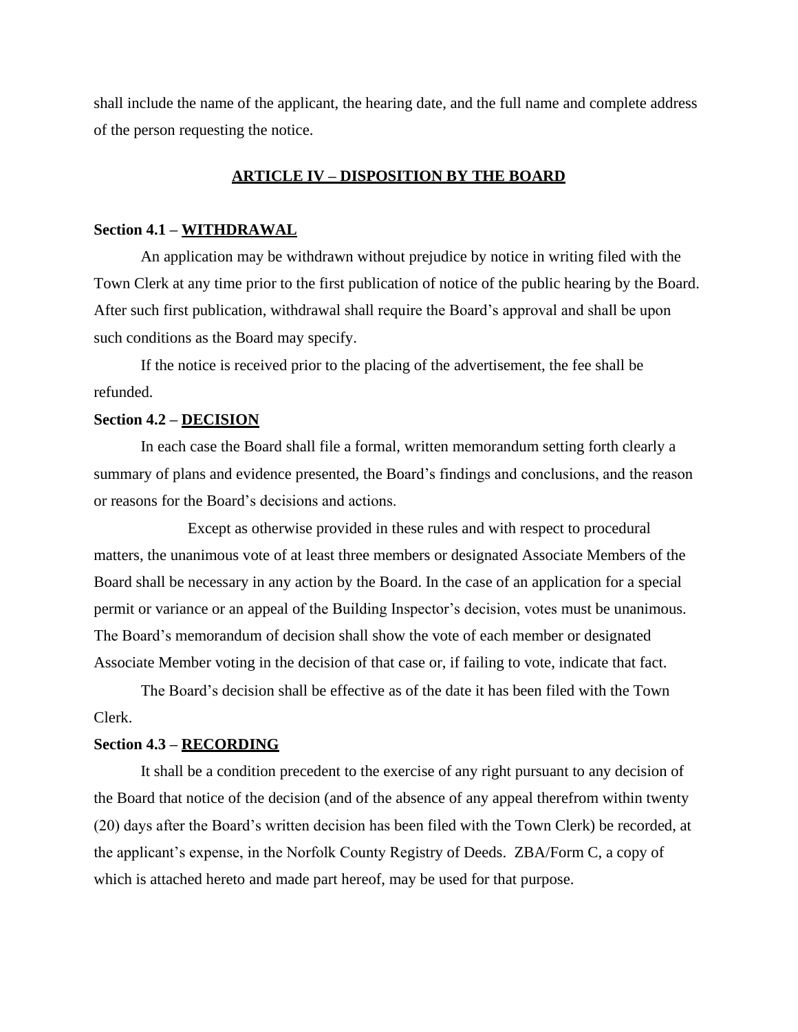shall include the name of the applicant, the hearing date, and the full name and complete address of the person requesting the notice.

## <u>ARTICLE IV – DISPOSITION BY THE BOARD</u>

**Section 4.1 – <u>WITHDRAWAL</u>**

An application may be withdrawn without prejudice by notice in writing filed with the Town Clerk at any time prior to the first publication of notice of the public hearing by the Board. After such first publication, withdrawal shall require the Board's approval and shall be upon such conditions as the Board may specify.

If the notice is received prior to the placing of the advertisement, the fee shall be refunded.

**Section 4.2 – <u>DECISION</u>**

In each case the Board shall file a formal, written memorandum setting forth clearly a summary of plans and evidence presented, the Board's findings and conclusions, and the reason or reasons for the Board's decisions and actions.

Except as otherwise provided in these rules and with respect to procedural matters, the unanimous vote of at least three members or designated Associate Members of the Board shall be necessary in any action by the Board. In the case of an application for a special permit or variance or an appeal of the Building Inspector's decision, votes must be unanimous. The Board's memorandum of decision shall show the vote of each member or designated Associate Member voting in the decision of that case or, if failing to vote, indicate that fact.

The Board's decision shall be effective as of the date it has been filed with the Town Clerk.

**Section 4.3 – <u>RECORDING</u>**

It shall be a condition precedent to the exercise of any right pursuant to any decision of the Board that notice of the decision (and of the absence of any appeal therefrom within twenty (20) days after the Board's written decision has been filed with the Town Clerk) be recorded, at the applicant's expense, in the Norfolk County Registry of Deeds. ZBA/Form C, a copy of which is attached hereto and made part hereof, may be used for that purpose.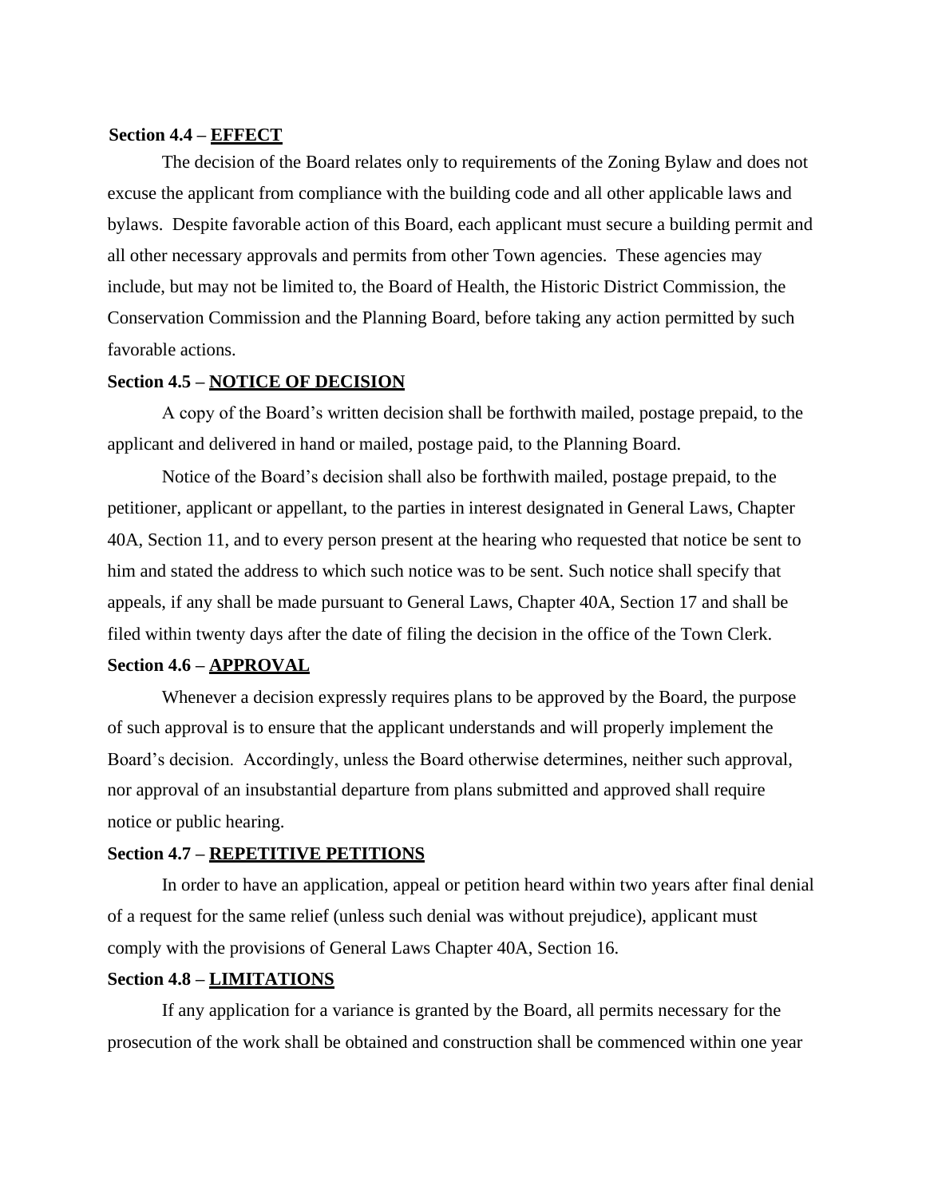**Section 4.4 – <u>EFFECT</u>**

The decision of the Board relates only to requirements of the Zoning Bylaw and does not excuse the applicant from compliance with the building code and all other applicable laws and bylaws. Despite favorable action of this Board, each applicant must secure a building permit and all other necessary approvals and permits from other Town agencies. These agencies may include, but may not be limited to, the Board of Health, the Historic District Commission, the Conservation Commission and the Planning Board, before taking any action permitted by such favorable actions.

**Section 4.5 – <u>NOTICE OF DECISION</u>**

A copy of the Board's written decision shall be forthwith mailed, postage prepaid, to the applicant and delivered in hand or mailed, postage paid, to the Planning Board.

Notice of the Board's decision shall also be forthwith mailed, postage prepaid, to the petitioner, applicant or appellant, to the parties in interest designated in General Laws, Chapter 40A, Section 11, and to every person present at the hearing who requested that notice be sent to him and stated the address to which such notice was to be sent. Such notice shall specify that appeals, if any shall be made pursuant to General Laws, Chapter 40A, Section 17 and shall be filed within twenty days after the date of filing the decision in the office of the Town Clerk.

**Section 4.6 – <u>APPROVAL</u>**

Whenever a decision expressly requires plans to be approved by the Board, the purpose of such approval is to ensure that the applicant understands and will properly implement the Board's decision. Accordingly, unless the Board otherwise determines, neither such approval, nor approval of an insubstantial departure from plans submitted and approved shall require notice or public hearing.

**Section 4.7 – <u>REPETITIVE PETITIONS</u>**

In order to have an application, appeal or petition heard within two years after final denial of a request for the same relief (unless such denial was without prejudice), applicant must comply with the provisions of General Laws Chapter 40A, Section 16.

**Section 4.8 – <u>LIMITATIONS</u>**

If any application for a variance is granted by the Board, all permits necessary for the prosecution of the work shall be obtained and construction shall be commenced within one year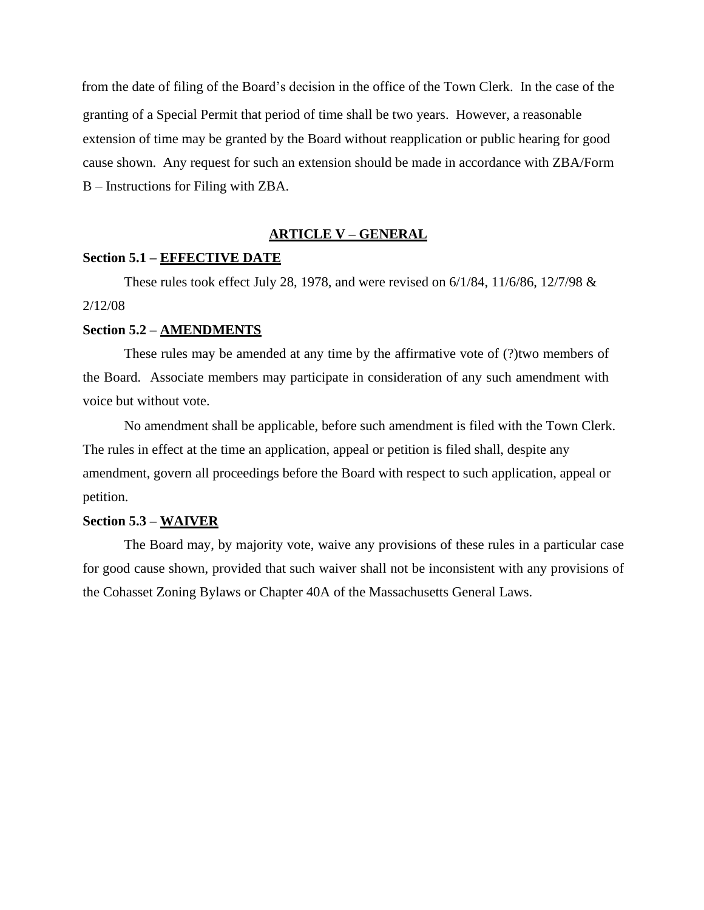from the date of filing of the Board's decision in the office of the Town Clerk. In the case of the granting of a Special Permit that period of time shall be two years. However, a reasonable extension of time may be granted by the Board without reapplication or public hearing for good cause shown. Any request for such an extension should be made in accordance with ZBA/Form B – Instructions for Filing with ZBA.

## ARTICLE V – GENERAL

**Section 5.1 – EFFECTIVE DATE**

These rules took effect July 28, 1978, and were revised on 6/1/84, 11/6/86, 12/7/98 & 2/12/08

**Section 5.2 – AMENDMENTS**

These rules may be amended at any time by the affirmative vote of (?)two members of the Board. Associate members may participate in consideration of any such amendment with voice but without vote.

No amendment shall be applicable, before such amendment is filed with the Town Clerk. The rules in effect at the time an application, appeal or petition is filed shall, despite any amendment, govern all proceedings before the Board with respect to such application, appeal or petition.

**Section 5.3 – WAIVER**

The Board may, by majority vote, waive any provisions of these rules in a particular case for good cause shown, provided that such waiver shall not be inconsistent with any provisions of the Cohasset Zoning Bylaws or Chapter 40A of the Massachusetts General Laws.